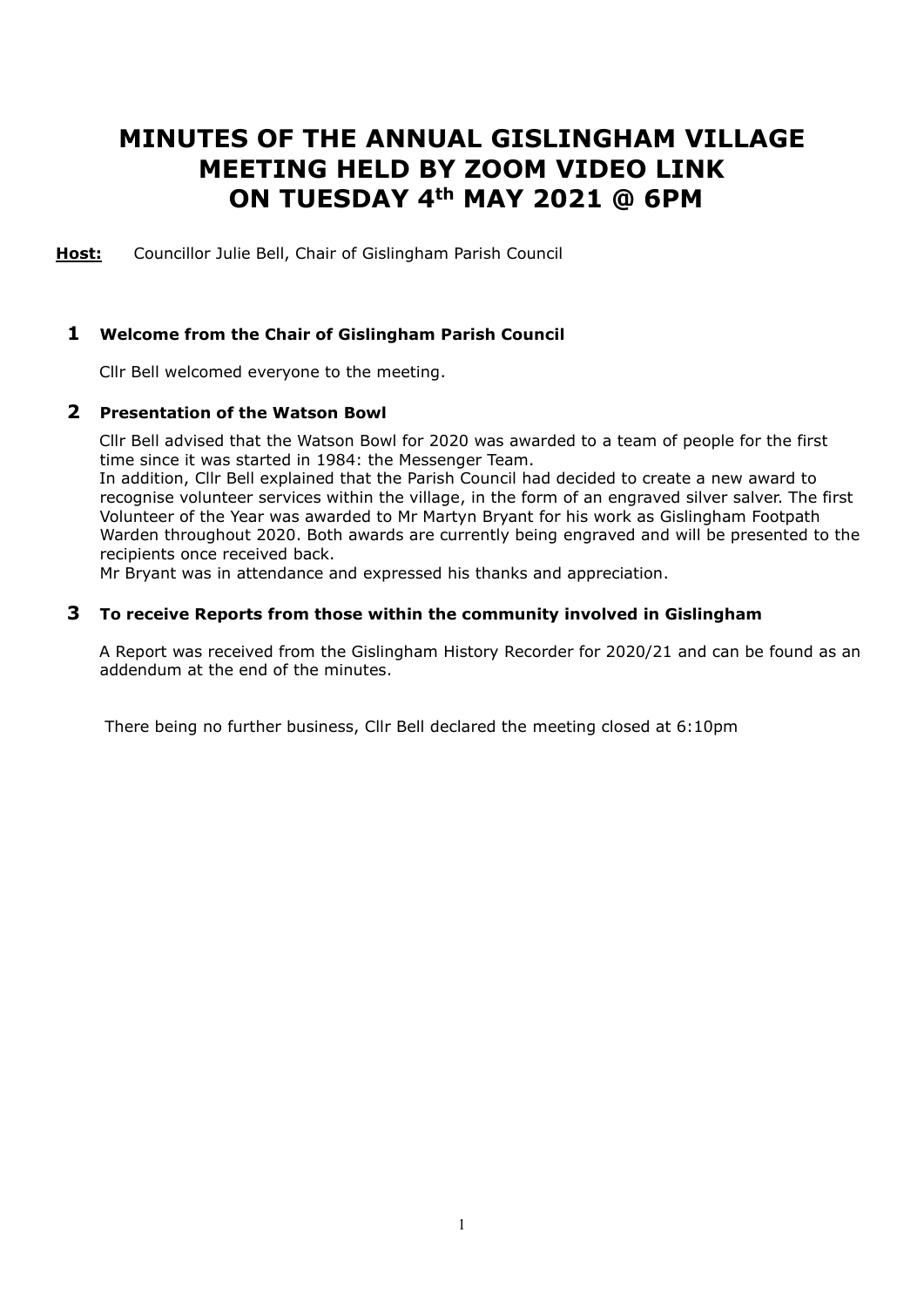# MINUTES OF THE ANNUAL GISLINGHAM VILLAGE MEETING HELD BY ZOOM VIDEO LINK ON TUESDAY 4th MAY 2021 @ 6PM

**Host:** Councillor Julie Bell, Chair of Gislingham Parish Council

## 1 Welcome from the Chair of Gislingham Parish Council

Cllr Bell welcomed everyone to the meeting.

## 2 Presentation of the Watson Bowl

Cllr Bell advised that the Watson Bowl for 2020 was awarded to a team of people for the first time since it was started in 1984: the Messenger Team.

In addition, Cllr Bell explained that the Parish Council had decided to create a new award to recognise volunteer services within the village, in the form of an engraved silver salver. The first Volunteer of the Year was awarded to Mr Martyn Bryant for his work as Gislingham Footpath Warden throughout 2020. Both awards are currently being engraved and will be presented to the recipients once received back.

Mr Bryant was in attendance and expressed his thanks and appreciation.

## 3 To receive Reports from those within the community involved in Gislingham

A Report was received from the Gislingham History Recorder for 2020/21 and can be found as an addendum at the end of the minutes.

There being no further business, Cllr Bell declared the meeting closed at 6:10pm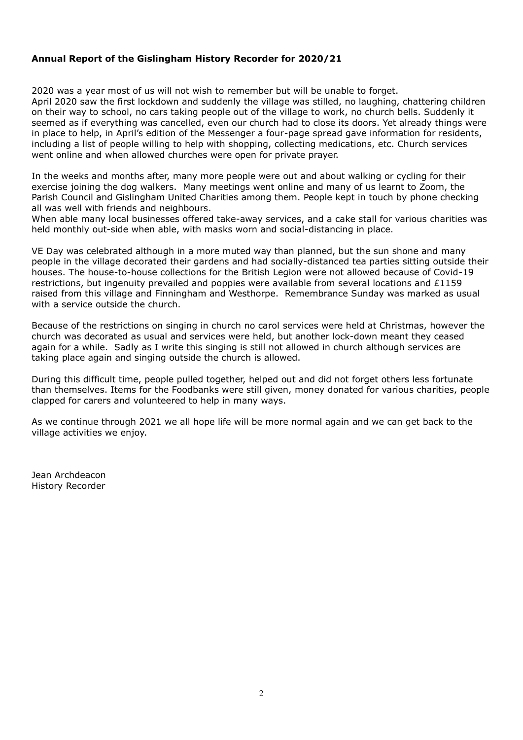**Annual Report of the Gislingham History Recorder for 2020/21**

2020 was a year most of us will not wish to remember but will be unable to forget.
April 2020 saw the first lockdown and suddenly the village was stilled, no laughing, chattering children on their way to school, no cars taking people out of the village to work, no church bells. Suddenly it seemed as if everything was cancelled, even our church had to close its doors. Yet already things were in place to help, in April's edition of the Messenger a four-page spread gave information for residents, including a list of people willing to help with shopping, collecting medications, etc. Church services went online and when allowed churches were open for private prayer.

In the weeks and months after, many more people were out and about walking or cycling for their exercise joining the dog walkers. Many meetings went online and many of us learnt to Zoom, the Parish Council and Gislingham United Charities among them. People kept in touch by phone checking all was well with friends and neighbours.
When able many local businesses offered take-away services, and a cake stall for various charities was held monthly out-side when able, with masks worn and social-distancing in place.

VE Day was celebrated although in a more muted way than planned, but the sun shone and many people in the village decorated their gardens and had socially-distanced tea parties sitting outside their houses. The house-to-house collections for the British Legion were not allowed because of Covid-19 restrictions, but ingenuity prevailed and poppies were available from several locations and £1159 raised from this village and Finningham and Westhorpe. Remembrance Sunday was marked as usual with a service outside the church.

Because of the restrictions on singing in church no carol services were held at Christmas, however the church was decorated as usual and services were held, but another lock-down meant they ceased again for a while. Sadly as I write this singing is still not allowed in church although services are taking place again and singing outside the church is allowed.

During this difficult time, people pulled together, helped out and did not forget others less fortunate than themselves. Items for the Foodbanks were still given, money donated for various charities, people clapped for carers and volunteered to help in many ways.

As we continue through 2021 we all hope life will be more normal again and we can get back to the village activities we enjoy.

Jean Archdeacon
History Recorder